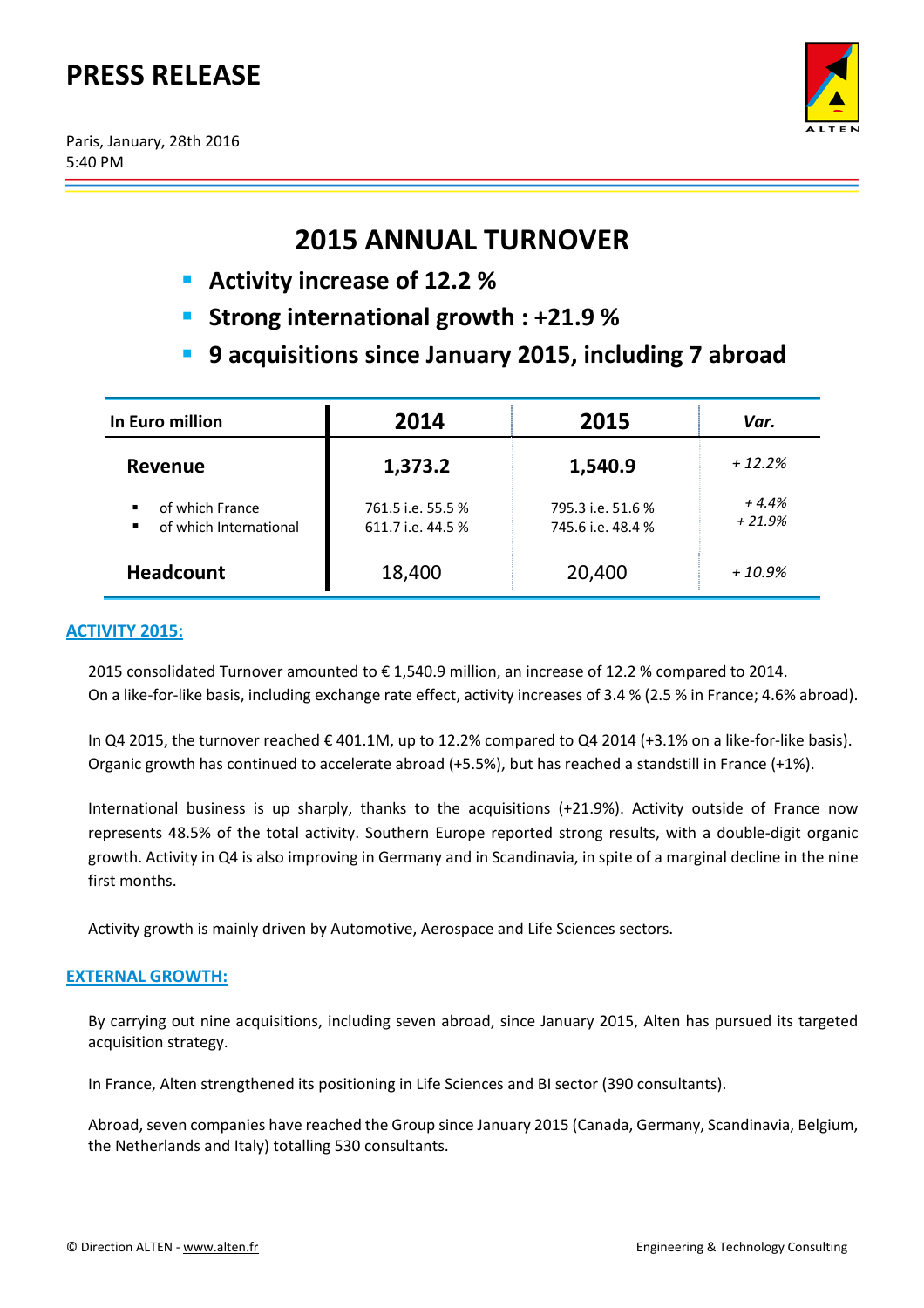# PRESS RELEASE

Paris, January, 28th 2016
5:40 PM

## 2015 ANNUAL TURNOVER

- **Activity increase of 12.2 %**
- **Strong international growth : +21.9 %**
- **9 acquisitions since January 2015, including 7 abroad**

| In Euro million | 2014 | 2015 | *Var.* |
|---|---|---|---|
| **Revenue** | **1,373.2** | **1,540.9** | *+ 12.2%* |
| ▪ of which France | 761.5 i.e. 55.5 % | 795.3 i.e. 51.6 % | *+ 4.4%* |
| ▪ of which International | 611.7 i.e. 44.5 % | 745.6 i.e. 48.4 % | *+ 21.9%* |
| **Headcount** | 18,400 | 20,400 | *+ 10.9%* |

### ACTIVITY 2015:

2015 consolidated Turnover amounted to € 1,540.9 million, an increase of 12.2 % compared to 2014.
On a like-for-like basis, including exchange rate effect, activity increases of 3.4 % (2.5 % in France; 4.6% abroad).

In Q4 2015, the turnover reached € 401.1M, up to 12.2% compared to Q4 2014 (+3.1% on a like-for-like basis). Organic growth has continued to accelerate abroad (+5.5%), but has reached a standstill in France (+1%).

International business is up sharply, thanks to the acquisitions (+21.9%). Activity outside of France now represents 48.5% of the total activity. Southern Europe reported strong results, with a double-digit organic growth. Activity in Q4 is also improving in Germany and in Scandinavia, in spite of a marginal decline in the nine first months.

Activity growth is mainly driven by Automotive, Aerospace and Life Sciences sectors.

### EXTERNAL GROWTH:

By carrying out nine acquisitions, including seven abroad, since January 2015, Alten has pursued its targeted acquisition strategy.

In France, Alten strengthened its positioning in Life Sciences and BI sector (390 consultants).

Abroad, seven companies have reached the Group since January 2015 (Canada, Germany, Scandinavia, Belgium, the Netherlands and Italy) totalling 530 consultants.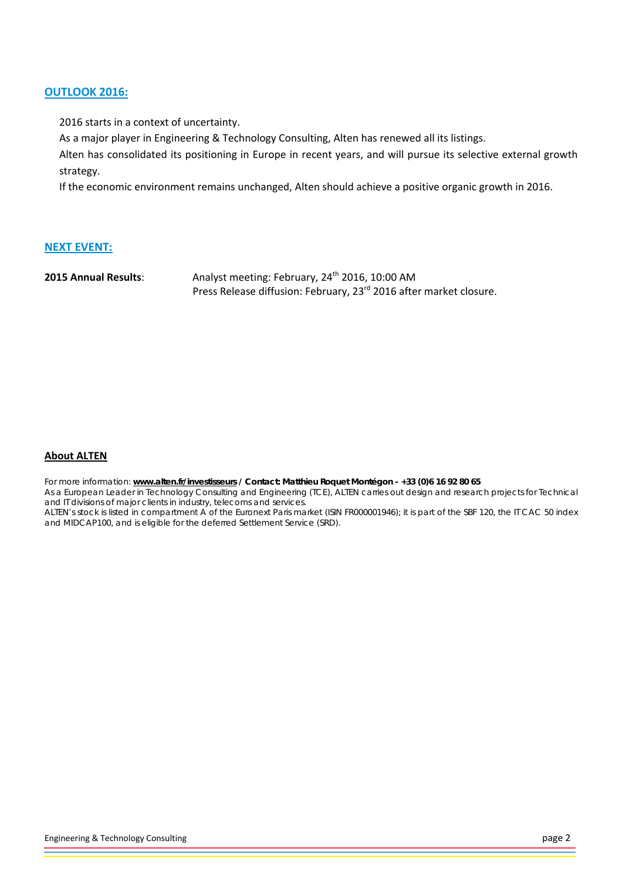## OUTLOOK 2016:

2016 starts in a context of uncertainty.

As a major player in Engineering & Technology Consulting, Alten has renewed all its listings.

Alten has consolidated its positioning in Europe in recent years, and will pursue its selective external growth strategy.

If the economic environment remains unchanged, Alten should achieve a positive organic growth in 2016.

## NEXT EVENT:

**2015 Annual Results**: Analyst meeting: February, 24th 2016, 10:00 AM
Press Release diffusion: February, 23rd 2016 after market closure.

### About ALTEN

For more information: **www.alten.fr/investisseurs / Contact: Matthieu Roquet Montégon - +33 (0)6 16 92 80 65**
As a European Leader in Technology Consulting and Engineering (TCE), ALTEN carries out design and research projects for Technical and IT divisions of major clients in industry, telecoms and services.
ALTEN's stock is listed in compartment A of the Euronext Paris market (ISIN FR000001946); it is part of the SBF 120, the IT CAC 50 index and MIDCAP100, and is eligible for the deferred Settlement Service (SRD).